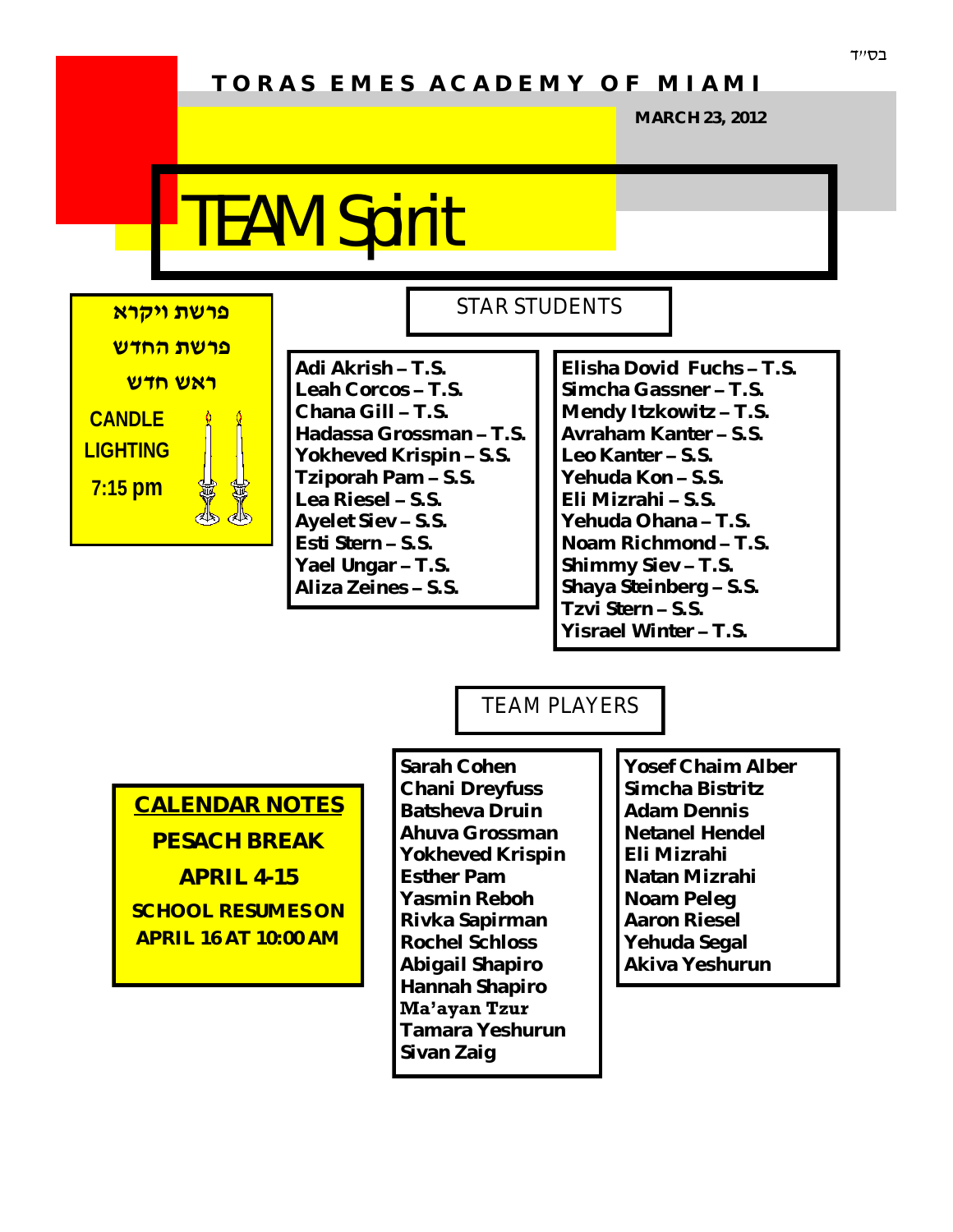בס"ד

**TORAS EMES ACADEMY OF MIAMI**

**MARCH 23, 2012**

# TEAM Spirit

**פרשת ויקרא**

**פרשת החדש**

**ראש חדש**

**CANDLE LIGHTING**

**7:15 pm**

## STAR STUDENTS

**Adi Akrish – T.S.**
**Leah Corcos – T.S.**
**Chana Gill – T.S.**
**Hadassa Grossman – T.S.**
**Yokheved Krispin – S.S.**
**Tziporah Pam – S.S.**
**Lea Riesel – S.S.**
**Ayelet Siev – S.S.**
**Esti Stern – S.S.**
**Yael Ungar – T.S.**
**Aliza Zeines – S.S.**

**Elisha Dovid Fuchs – T.S.**
**Simcha Gassner – T.S.**
**Mendy Itzkowitz – T.S.**
**Avraham Kanter – S.S.**
**Leo Kanter – S.S.**
**Yehuda Kon – S.S.**
**Eli Mizrahi – S.S.**
**Yehuda Ohana – T.S.**
**Noam Richmond – T.S.**
**Shimmy Siev – T.S.**
**Shaya Steinberg – S.S.**
**Tzvi Stern – S.S.**
**Yisrael Winter – T.S.**

## TEAM PLAYERS

**Sarah Cohen**
**Chani Dreyfuss**
**Batsheva Druin**
**Ahuva Grossman**
**Yokheved Krispin**
**Esther Pam**
**Yasmin Reboh**
**Rivka Sapirman**
**Rochel Schloss**
**Abigail Shapiro**
**Hannah Shapiro**
**Ma'ayan Tzur**
**Tamara Yeshurun**
**Sivan Zaig**

**Yosef Chaim Alber**
**Simcha Bistritz**
**Adam Dennis**
**Netanel Hendel**
**Eli Mizrahi**
**Natan Mizrahi**
**Noam Peleg**
**Aaron Riesel**
**Yehuda Segal**
**Akiva Yeshurun**

**CALENDAR NOTES**

**PESACH BREAK**

**APRIL 4-15**

**SCHOOL RESUMES ON APRIL 16 AT 10:00 AM**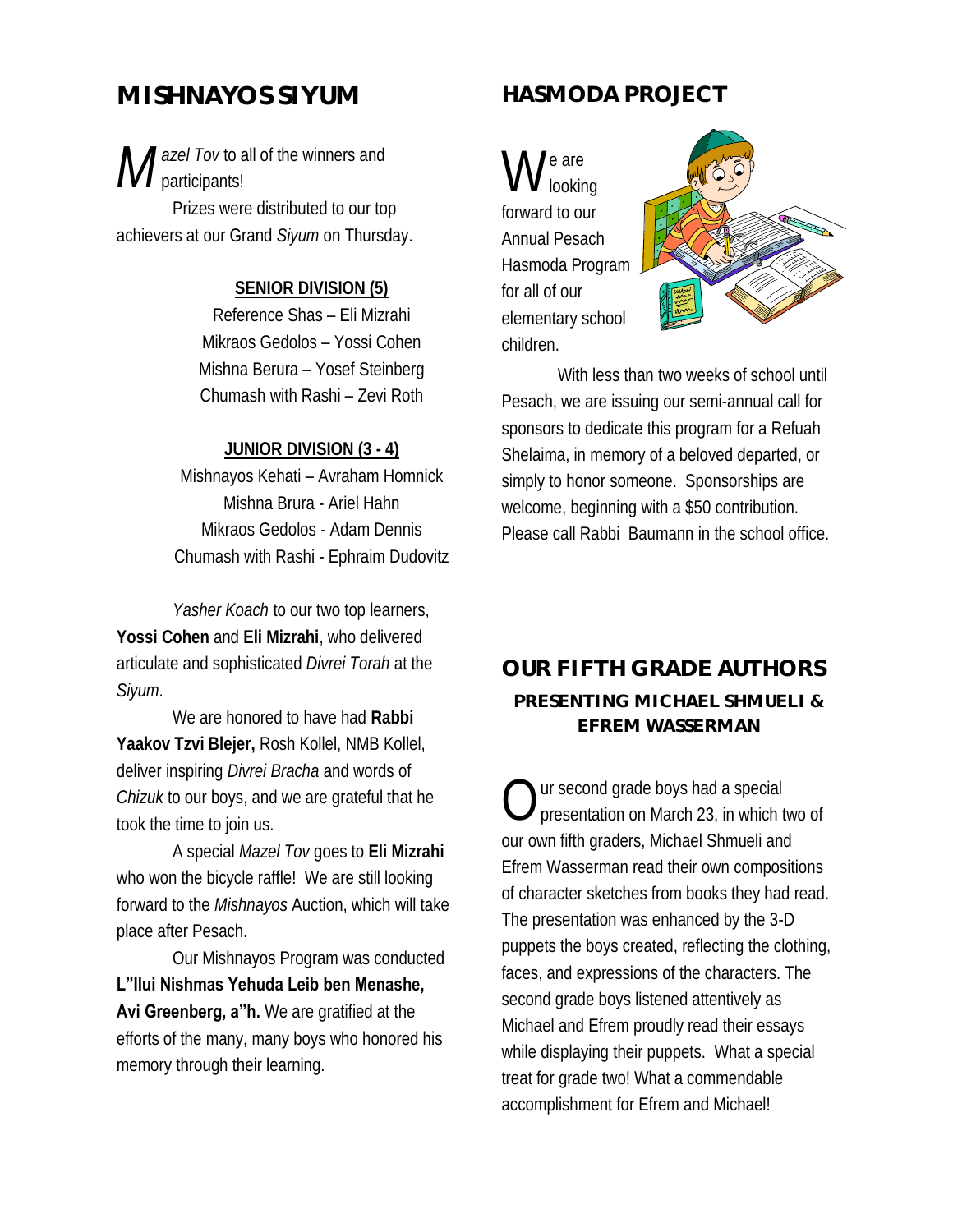## MISHNAYOS SIYUM

*Mazel Tov* to all of the winners and participants!

Prizes were distributed to our top achievers at our Grand *Siyum* on Thursday.

**SENIOR DIVISION (5)**

Reference Shas – Eli Mizrahi
Mikraos Gedolos – Yossi Cohen
Mishna Berura – Yosef Steinberg
Chumash with Rashi – Zevi Roth

**JUNIOR DIVISION (3 - 4)**

Mishnayos Kehati – Avraham Homnick
Mishna Brura - Ariel Hahn
Mikraos Gedolos - Adam Dennis
Chumash with Rashi - Ephraim Dudovitz

*Yasher Koach* to our two top learners, **Yossi Cohen** and **Eli Mizrahi**, who delivered articulate and sophisticated *Divrei Torah* at the *Siyum*.

We are honored to have had **Rabbi Yaakov Tzvi Blejer,** Rosh Kollel, NMB Kollel, deliver inspiring *Divrei Bracha* and words of *Chizuk* to our boys, and we are grateful that he took the time to join us.

A special *Mazel Tov* goes to **Eli Mizrahi** who won the bicycle raffle! We are still looking forward to the *Mishnayos* Auction, which will take place after Pesach.

Our Mishnayos Program was conducted **L"Ilui Nishmas Yehuda Leib ben Menashe, Avi Greenberg, a"h.** We are gratified at the efforts of the many, many boys who honored his memory through their learning.

## HASMODA PROJECT

We are looking forward to our Annual Pesach Hasmoda Program for all of our elementary school children.

With less than two weeks of school until Pesach, we are issuing our semi-annual call for sponsors to dedicate this program for a Refuah Shelaima, in memory of a beloved departed, or simply to honor someone. Sponsorships are welcome, beginning with a $50 contribution. Please call Rabbi Baumann in the school office.

## OUR FIFTH GRADE AUTHORS

### PRESENTING MICHAEL SHMUELI & EFREM WASSERMAN

Our second grade boys had a special presentation on March 23, in which two of our own fifth graders, Michael Shmueli and Efrem Wasserman read their own compositions of character sketches from books they had read. The presentation was enhanced by the 3-D puppets the boys created, reflecting the clothing, faces, and expressions of the characters. The second grade boys listened attentively as Michael and Efrem proudly read their essays while displaying their puppets. What a special treat for grade two! What a commendable accomplishment for Efrem and Michael!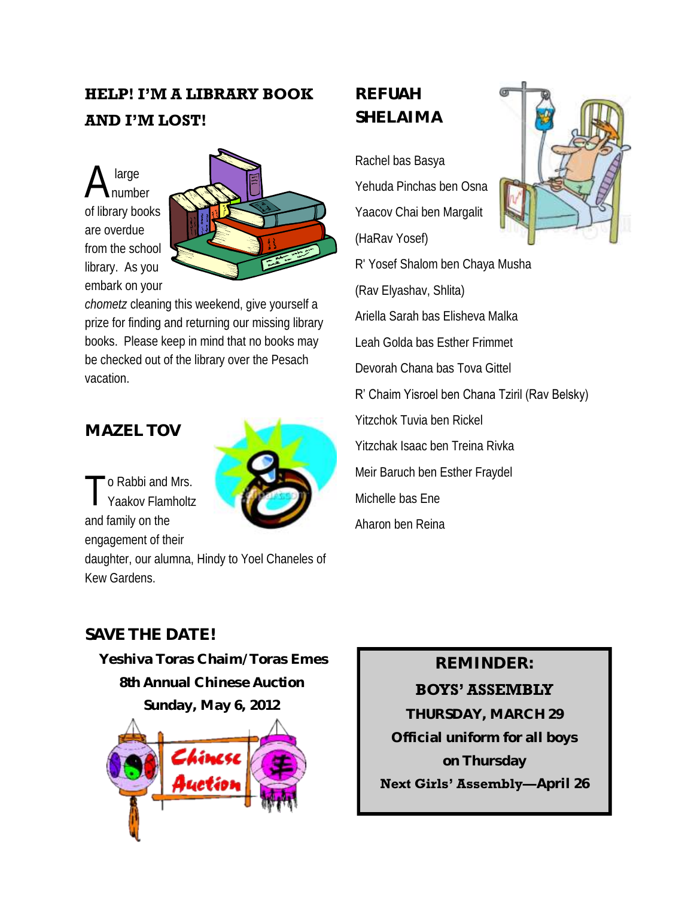## HELP! I'M A LIBRARY BOOK AND I'M LOST!

A large number of library books are overdue from the school library. As you embark on your *chometz* cleaning this weekend, give yourself a prize for finding and returning our missing library books. Please keep in mind that no books may be checked out of the library over the Pesach vacation.

## MAZEL TOV

To Rabbi and Mrs. Yaakov Flamholtz and family on the engagement of their daughter, our alumna, Hindy to Yoel Chaneles of Kew Gardens.

## REFUAH SHELAIMA

Rachel bas Basya

Yehuda Pinchas ben Osna

Yaacov Chai ben Margalit (HaRav Yosef)

R' Yosef Shalom ben Chaya Musha (Rav Elyashav, Shlita)

Ariella Sarah bas Elisheva Malka

Leah Golda bas Esther Frimmet

Devorah Chana bas Tova Gittel

R' Chaim Yisroel ben Chana Tziril (Rav Belsky)

Yitzchok Tuvia ben Rickel

Yitzchak Isaac ben Treina Rivka

Meir Baruch ben Esther Fraydel

Michelle bas Ene

Aharon ben Reina

## SAVE THE DATE!

**Yeshiva Toras Chaim/Toras Emes**
**8th Annual Chinese Auction**
**Sunday, May 6, 2012**

**REMINDER:**
**BOYS' ASSEMBLY**
**THURSDAY, MARCH 29**
**Official uniform for all boys on Thursday**
**Next Girls' Assembly—April 26**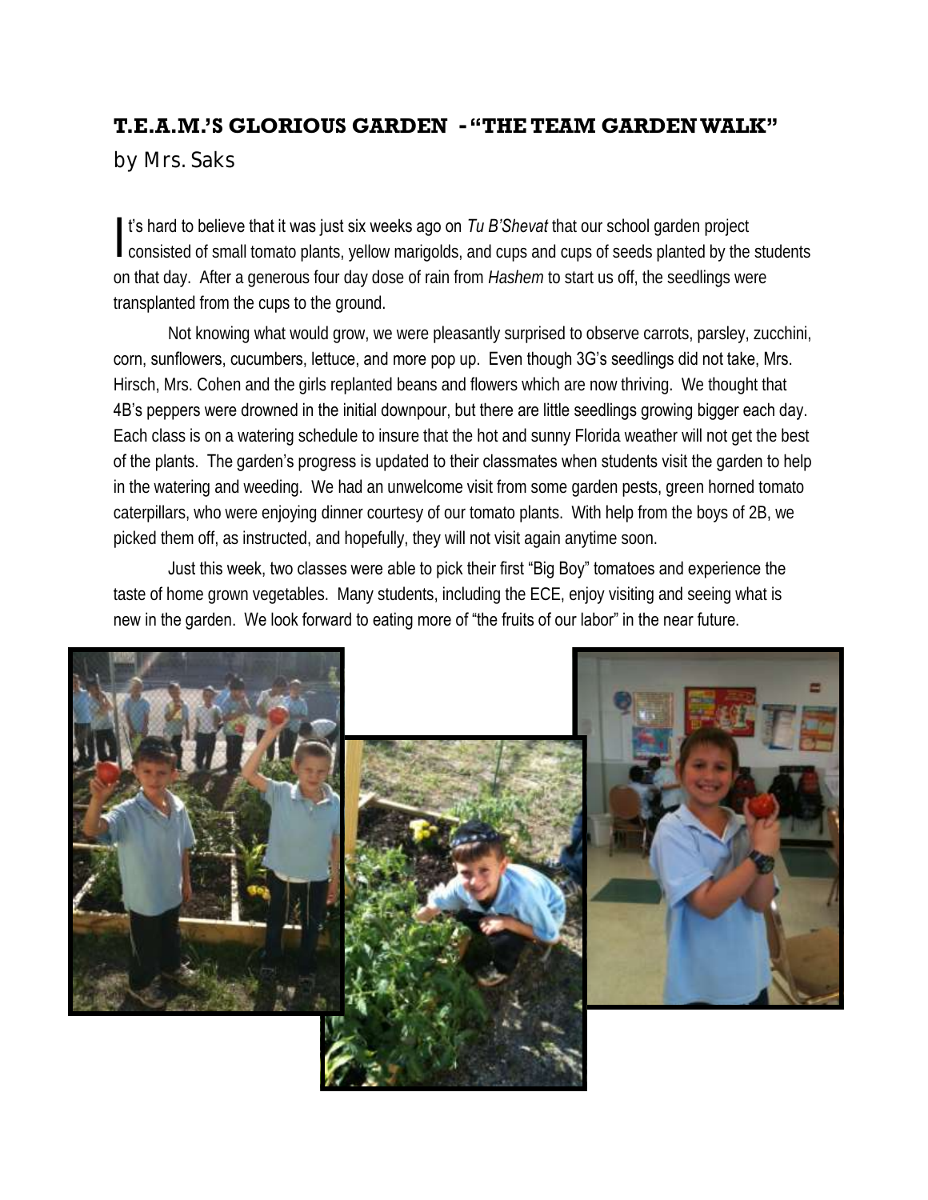## T.E.A.M.'S GLORIOUS GARDEN - "THE TEAM GARDEN WALK"

by Mrs. Saks

It's hard to believe that it was just six weeks ago on *Tu B'Shevat* that our school garden project consisted of small tomato plants, yellow marigolds, and cups and cups of seeds planted by the students on that day. After a generous four day dose of rain from *Hashem* to start us off, the seedlings were transplanted from the cups to the ground.

Not knowing what would grow, we were pleasantly surprised to observe carrots, parsley, zucchini, corn, sunflowers, cucumbers, lettuce, and more pop up. Even though 3G's seedlings did not take, Mrs. Hirsch, Mrs. Cohen and the girls replanted beans and flowers which are now thriving. We thought that 4B's peppers were drowned in the initial downpour, but there are little seedlings growing bigger each day. Each class is on a watering schedule to insure that the hot and sunny Florida weather will not get the best of the plants. The garden's progress is updated to their classmates when students visit the garden to help in the watering and weeding. We had an unwelcome visit from some garden pests, green horned tomato caterpillars, who were enjoying dinner courtesy of our tomato plants. With help from the boys of 2B, we picked them off, as instructed, and hopefully, they will not visit again anytime soon.

Just this week, two classes were able to pick their first "Big Boy" tomatoes and experience the taste of home grown vegetables. Many students, including the ECE, enjoy visiting and seeing what is new in the garden. We look forward to eating more of "the fruits of our labor" in the near future.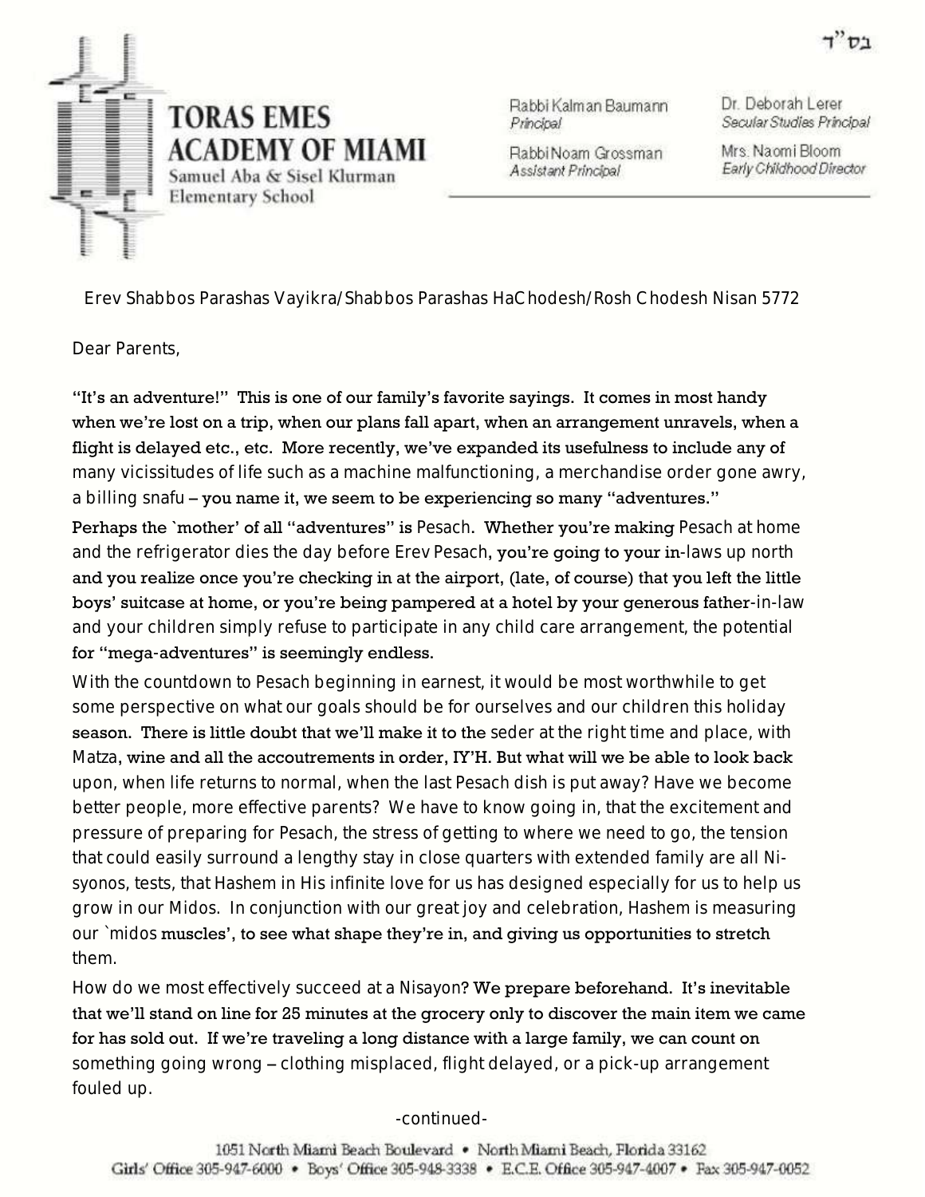ב"ס

# TORAS EMES ACADEMY OF MIAMI

Samuel Aba & Sisel Klurman Elementary School

Rabbi Kalman Baumann
*Principal*

Rabbi Noam Grossman
*Assistant Principal*

Dr. Deborah Lerer
*Secular Studies Principal*

Mrs. Naomi Bloom
*Early Childhood Director*

Erev Shabbos Parashas Vayikra/Shabbos Parashas HaChodesh/Rosh Chodesh Nisan 5772

Dear Parents,

"It's an adventure!" This is one of our family's favorite sayings. It comes in most handy when we're lost on a trip, when our plans fall apart, when an arrangement unravels, when a flight is delayed etc., etc. More recently, we've expanded its usefulness to include any of many vicissitudes of life such as a machine malfunctioning, a merchandise order gone awry, a billing snafu – you name it, we seem to be experiencing so many "adventures."

Perhaps the `mother' of all "adventures" is Pesach. Whether you're making Pesach at home and the refrigerator dies the day before Erev Pesach, you're going to your in-laws up north and you realize once you're checking in at the airport, (late, of course) that you left the little boys' suitcase at home, or you're being pampered at a hotel by your generous father-in-law and your children simply refuse to participate in any child care arrangement, the potential for "mega-adventures" is seemingly endless.

With the countdown to Pesach beginning in earnest, it would be most worthwhile to get some perspective on what our goals should be for ourselves and our children this holiday season. There is little doubt that we'll make it to the seder at the right time and place, with Matza, wine and all the accoutrements in order, IY'H. But what will we be able to look back upon, when life returns to normal, when the last Pesach dish is put away? Have we become better people, more effective parents? We have to know going in, that the excitement and pressure of preparing for Pesach, the stress of getting to where we need to go, the tension that could easily surround a lengthy stay in close quarters with extended family are all Nisyonos, tests, that Hashem in His infinite love for us has designed especially for us to help us grow in our Midos. In conjunction with our great joy and celebration, Hashem is measuring our `midos muscles', to see what shape they're in, and giving us opportunities to stretch them.

How do we most effectively succeed at a Nisayon? We prepare beforehand. It's inevitable that we'll stand on line for 25 minutes at the grocery only to discover the main item we came for has sold out. If we're traveling a long distance with a large family, we can count on something going wrong – clothing misplaced, flight delayed, or a pick-up arrangement fouled up.

-continued-

1051 North Miami Beach Boulevard • North Miami Beach, Florida 33162
Girls' Office 305-947-6000 • Boys' Office 305-948-3338 • E.C.E. Office 305-947-4007 • Fax 305-947-0052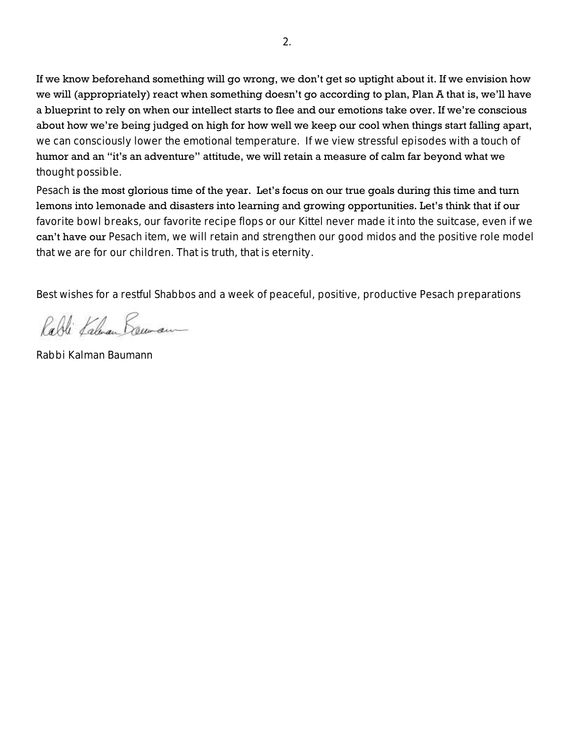If we know beforehand something will go wrong, we don't get so uptight about it. If we envision how we will (appropriately) react when something doesn't go according to plan, Plan A that is, we'll have a blueprint to rely on when our intellect starts to flee and our emotions take over. If we're conscious about how we're being judged on high for how well we keep our cool when things start falling apart, we can consciously lower the emotional temperature. If we view stressful episodes with a touch of humor and an "it's an adventure" attitude, we will retain a measure of calm far beyond what we thought possible.

Pesach is the most glorious time of the year. Let's focus on our true goals during this time and turn lemons into lemonade and disasters into learning and growing opportunities. Let's think that if our favorite bowl breaks, our favorite recipe flops or our Kittel never made it into the suitcase, even if we can't have our Pesach item, we will retain and strengthen our good midos and the positive role model that we are for our children. That is truth, that is eternity.

Best wishes for a restful Shabbos and a week of peaceful, positive, productive Pesach preparations

Rabbi Kalman Baumann

Rabbi Kalman Baumann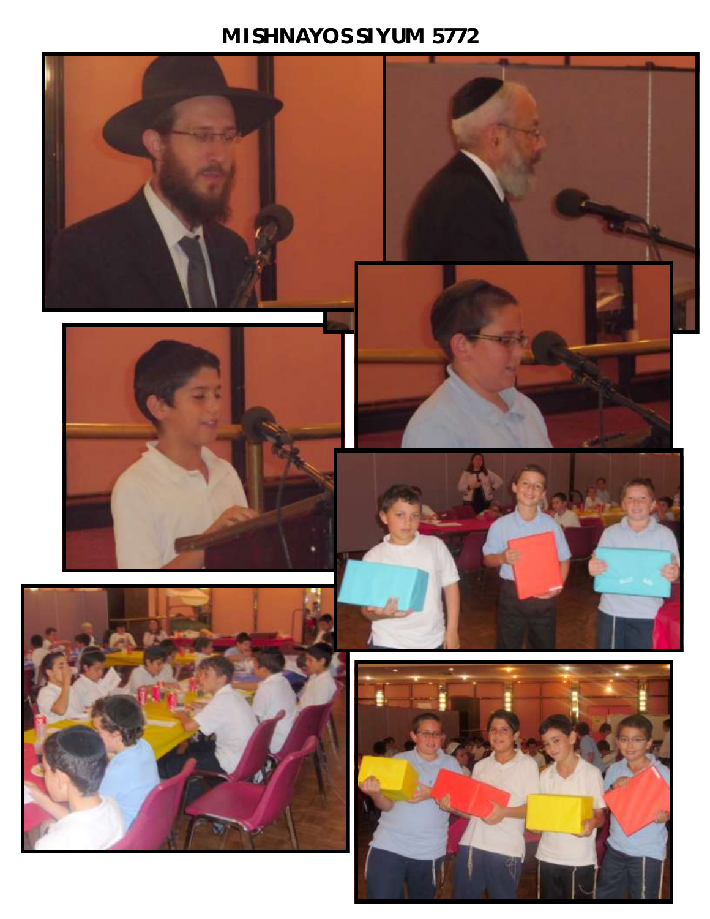# MISHNAYOS SIYUM 5772